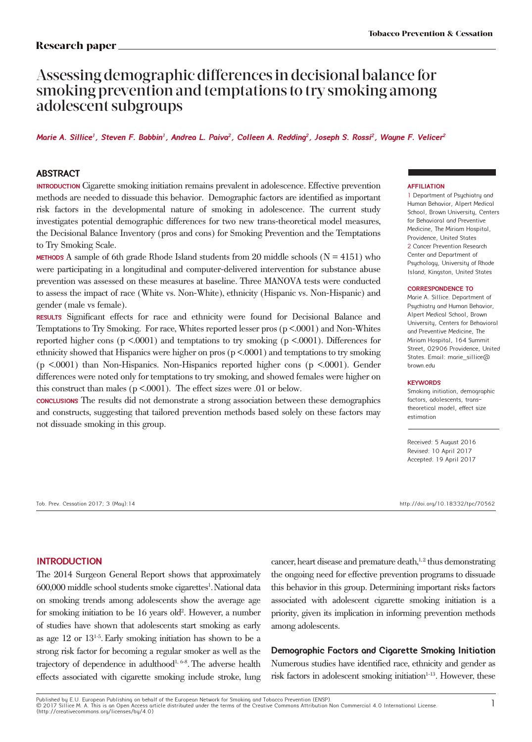Research paper

# Assessing demographic differences in decisional balance for smoking prevention and temptations to try smoking among adolescent subgroups

*Marie A. Sillice[1], Steven F. Babbin[1], Andrea L. Paiva[2], Colleen A. Redding[2], Joseph S. Rossi[2], Wayne F. Velicer[2]*

## ABSTRACT

**INTRODUCTION** Cigarette smoking initiation remains prevalent in adolescence. Effective prevention methods are needed to dissuade this behavior. Demographic factors are identified as important risk factors in the developmental nature of smoking in adolescence. The current study investigates potential demographic differences for two new trans-theoretical model measures, the Decisional Balance Inventory (pros and cons) for Smoking Prevention and the Temptations to Try Smoking Scale.

**METHODS** A sample of 6th grade Rhode Island students from 20 middle schools (N = 4151) who were participating in a longitudinal and computer-delivered intervention for substance abuse prevention was assessed on these measures at baseline. Three MANOVA tests were conducted to assess the impact of race (White vs. Non-White), ethnicity (Hispanic vs. Non-Hispanic) and gender (male vs female).

**RESULTS** Significant effects for race and ethnicity were found for Decisional Balance and Temptations to Try Smoking. For race, Whites reported lesser pros ($p < .0001$) and Non-Whites reported higher cons ($p < .0001$) and temptations to try smoking ($p < .0001$). Differences for ethnicity showed that Hispanics were higher on pros ($p < .0001$) and temptations to try smoking ($p < .0001$) than Non-Hispanics. Non-Hispanics reported higher cons ($p < .0001$). Gender differences were noted only for temptations to try smoking, and showed females were higher on this construct than males ($p < .0001$). The effect sizes were .01 or below.

**CONCLUSIONS** The results did not demonstrate a strong association between these demographics and constructs, suggesting that tailored prevention methods based solely on these factors may not dissuade smoking in this group.

**AFFILIATION**
1 Department of Psychiatry and Human Behavior, Alpert Medical School, Brown University, Centers for Behavioral and Preventive Medicine, The Miriam Hospital, Providence, United States
2 Cancer Prevention Research Center and Department of Psychology, University of Rhode Island, Kingston, United States

**CORRESPONDENCE TO**
Marie A. Sillice. Department of Psychiatry and Human Behavior, Alpert Medical School, Brown University, Centers for Behavioral and Preventive Medicine, The Miriam Hospital, 164 Summit Street, 02906 Providence, United States. Email: marie_sillice@brown.edu

**KEYWORDS**
Smoking initiation, demographic factors, adolescents, trans-theoretical model, effect size estimation

Received: 5 August 2016
Revised: 10 April 2017
Accepted: 19 April 2017

## INTRODUCTION

The 2014 Surgeon General Report shows that approximately 600,000 middle school students smoke cigarettes[1]. National data on smoking trends among adolescents show the average age for smoking initiation to be 16 years old[2]. However, a number of studies have shown that adolescents start smoking as early as age 12 or 13[1-5]. Early smoking initiation has shown to be a strong risk factor for becoming a regular smoker as well as the trajectory of dependence in adulthood[1, 6-8]. The adverse health effects associated with cigarette smoking include stroke, lung cancer, heart disease and premature death,[1,2] thus demonstrating the ongoing need for effective prevention programs to dissuade this behavior in this group. Determining important risks factors associated with adolescent cigarette smoking initiation is a priority, given its implication in informing prevention methods among adolescents.

### Demographic Factors and Cigarette Smoking Initiation

Numerous studies have identified race, ethnicity and gender as risk factors in adolescent smoking initiation[1-13]. However, these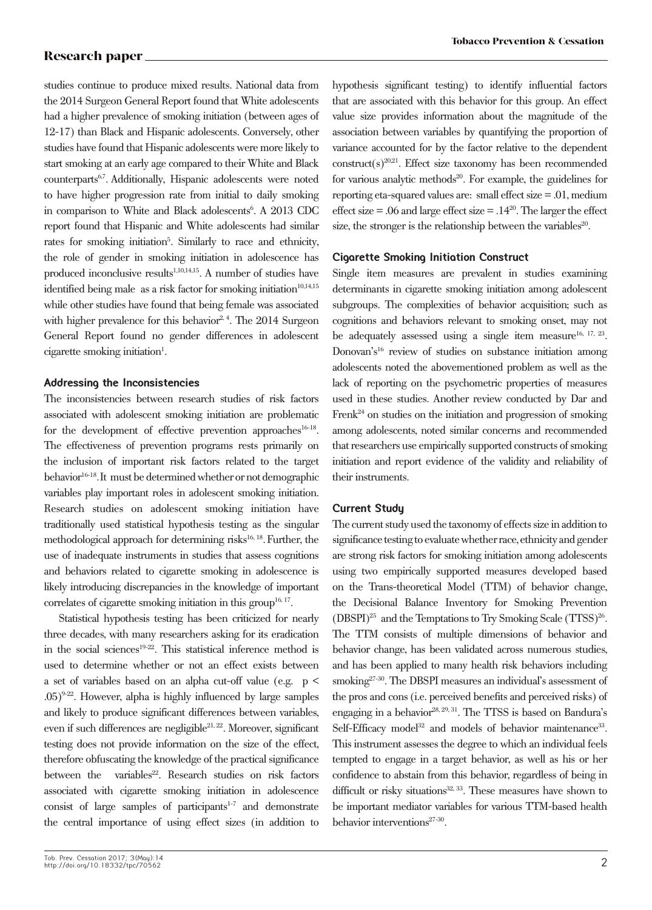studies continue to produce mixed results. National data from the 2014 Surgeon General Report found that White adolescents had a higher prevalence of smoking initiation (between ages of 12-17) than Black and Hispanic adolescents. Conversely, other studies have found that Hispanic adolescents were more likely to start smoking at an early age compared to their White and Black counterparts[6,7]. Additionally, Hispanic adolescents were noted to have higher progression rate from initial to daily smoking in comparison to White and Black adolescents[6]. A 2013 CDC report found that Hispanic and White adolescents had similar rates for smoking initiation[5]. Similarly to race and ethnicity, the role of gender in smoking initiation in adolescence has produced inconclusive results[1,10,14,15]. A number of studies have identified being male as a risk factor for smoking initiation[10,14,15] while other studies have found that being female was associated with higher prevalence for this behavior[2, 4]. The 2014 Surgeon General Report found no gender differences in adolescent cigarette smoking initiation[1].

### Addressing the Inconsistencies

The inconsistencies between research studies of risk factors associated with adolescent smoking initiation are problematic for the development of effective prevention approaches[16-18]. The effectiveness of prevention programs rests primarily on the inclusion of important risk factors related to the target behavior[16-18]. It must be determined whether or not demographic variables play important roles in adolescent smoking initiation. Research studies on adolescent smoking initiation have traditionally used statistical hypothesis testing as the singular methodological approach for determining risks[16, 18]. Further, the use of inadequate instruments in studies that assess cognitions and behaviors related to cigarette smoking in adolescence is likely introducing discrepancies in the knowledge of important correlates of cigarette smoking initiation in this group[16, 17].

Statistical hypothesis testing has been criticized for nearly three decades, with many researchers asking for its eradication in the social sciences[19-22]. This statistical inference method is used to determine whether or not an effect exists between a set of variables based on an alpha cut-off value (e.g. $p < .05$)[9-22]. However, alpha is highly influenced by large samples and likely to produce significant differences between variables, even if such differences are negligible[21, 22]. Moreover, significant testing does not provide information on the size of the effect, therefore obfuscating the knowledge of the practical significance between the variables[22]. Research studies on risk factors associated with cigarette smoking initiation in adolescence consist of large samples of participants[1-7] and demonstrate the central importance of using effect sizes (in addition to hypothesis significant testing) to identify influential factors that are associated with this behavior for this group. An effect value size provides information about the magnitude of the association between variables by quantifying the proportion of variance accounted for by the factor relative to the dependent construct(s)[20,21]. Effect size taxonomy has been recommended for various analytic methods[20]. For example, the guidelines for reporting eta-squared values are: small effect size = .01, medium effect size = .06 and large effect size = .14[20]. The larger the effect size, the stronger is the relationship between the variables[20].

### Cigarette Smoking Initiation Construct

Single item measures are prevalent in studies examining determinants in cigarette smoking initiation among adolescent subgroups. The complexities of behavior acquisition; such as cognitions and behaviors relevant to smoking onset, may not be adequately assessed using a single item measure[16, 17, 23]. Donovan's[16] review of studies on substance initiation among adolescents noted the abovementioned problem as well as the lack of reporting on the psychometric properties of measures used in these studies. Another review conducted by Dar and Frenk[24] on studies on the initiation and progression of smoking among adolescents, noted similar concerns and recommended that researchers use empirically supported constructs of smoking initiation and report evidence of the validity and reliability of their instruments.

### Current Study

The current study used the taxonomy of effects size in addition to significance testing to evaluate whether race, ethnicity and gender are strong risk factors for smoking initiation among adolescents using two empirically supported measures developed based on the Trans-theoretical Model (TTM) of behavior change, the Decisional Balance Inventory for Smoking Prevention (DBSPI)[25] and the Temptations to Try Smoking Scale (TTSS)[26]. The TTM consists of multiple dimensions of behavior and behavior change, has been validated across numerous studies, and has been applied to many health risk behaviors including smoking[27-30]. The DBSPI measures an individual's assessment of the pros and cons (i.e. perceived benefits and perceived risks) of engaging in a behavior[28, 29, 31]. The TTSS is based on Bandura's Self-Efficacy model[32] and models of behavior maintenance[33]. This instrument assesses the degree to which an individual feels tempted to engage in a target behavior, as well as his or her confidence to abstain from this behavior, regardless of being in difficult or risky situations[32, 33]. These measures have shown to be important mediator variables for various TTM-based health behavior interventions[27-30].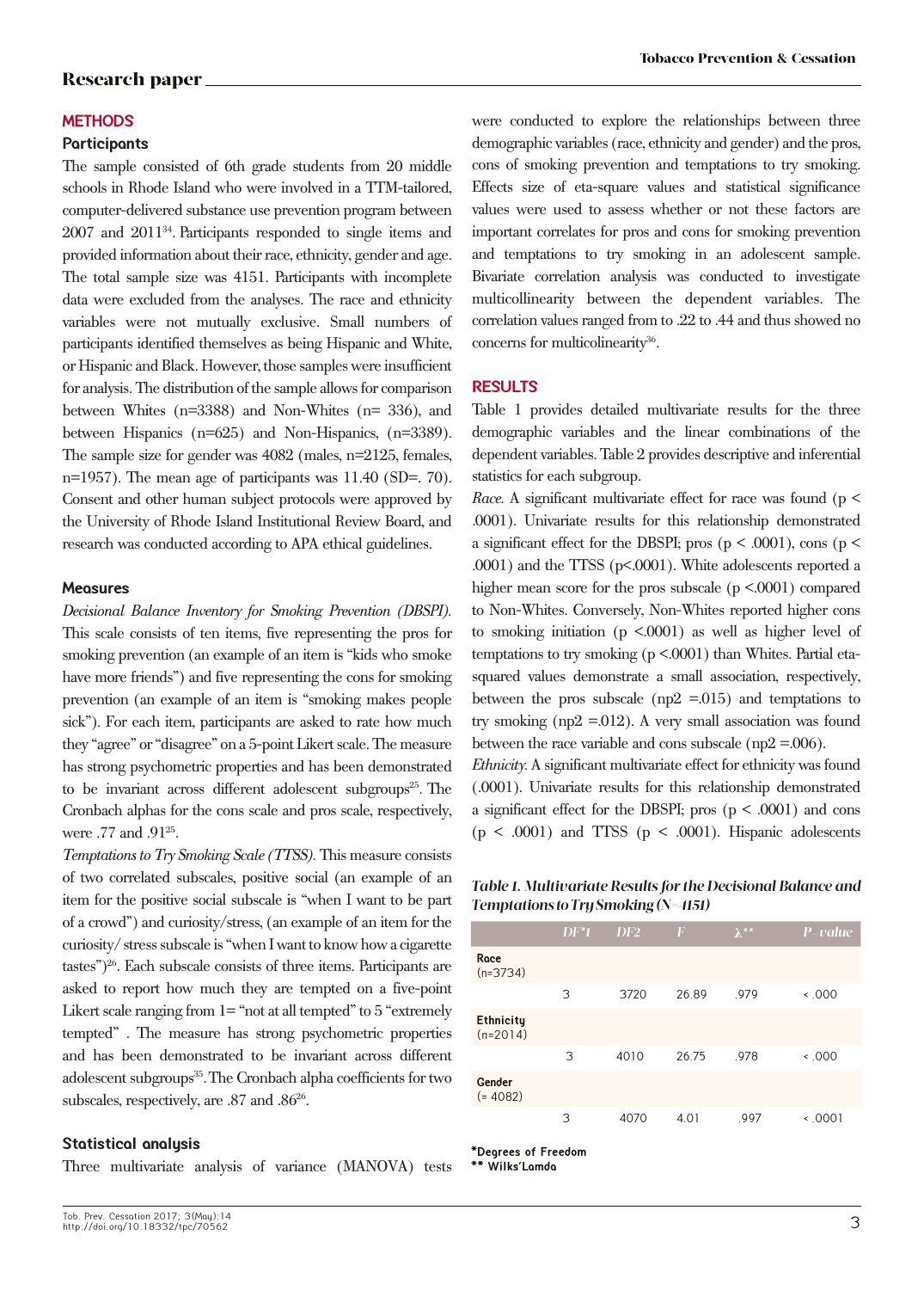## METHODS

### Participants

The sample consisted of 6th grade students from 20 middle schools in Rhode Island who were involved in a TTM-tailored, computer-delivered substance use prevention program between 2007 and 2011[34]. Participants responded to single items and provided information about their race, ethnicity, gender and age. The total sample size was 4151. Participants with incomplete data were excluded from the analyses. The race and ethnicity variables were not mutually exclusive. Small numbers of participants identified themselves as being Hispanic and White, or Hispanic and Black. However, those samples were insufficient for analysis. The distribution of the sample allows for comparison between Whites (n=3388) and Non-Whites (n= 336), and between Hispanics (n=625) and Non-Hispanics, (n=3389). The sample size for gender was 4082 (males, n=2125, females, n=1957). The mean age of participants was 11.40 (SD=. 70). Consent and other human subject protocols were approved by the University of Rhode Island Institutional Review Board, and research was conducted according to APA ethical guidelines.

### Measures

*Decisional Balance Inventory for Smoking Prevention (DBSPI).* This scale consists of ten items, five representing the pros for smoking prevention (an example of an item is "kids who smoke have more friends") and five representing the cons for smoking prevention (an example of an item is "smoking makes people sick"). For each item, participants are asked to rate how much they "agree" or "disagree" on a 5-point Likert scale. The measure has strong psychometric properties and has been demonstrated to be invariant across different adolescent subgroups[25]. The Cronbach alphas for the cons scale and pros scale, respectively, were .77 and .91[25].

*Temptations to Try Smoking Scale (TTSS).* This measure consists of two correlated subscales, positive social (an example of an item for the positive social subscale is "when I want to be part of a crowd") and curiosity/stress, (an example of an item for the curiosity/ stress subscale is "when I want to know how a cigarette tastes")[26]. Each subscale consists of three items. Participants are asked to report how much they are tempted on a five-point Likert scale ranging from 1= "not at all tempted" to 5 "extremely tempted" . The measure has strong psychometric properties and has been demonstrated to be invariant across different adolescent subgroups[35]. The Cronbach alpha coefficients for two subscales, respectively, are .87 and .86[26].

### Statistical analysis

Three multivariate analysis of variance (MANOVA) tests were conducted to explore the relationships between three demographic variables (race, ethnicity and gender) and the pros, cons of smoking prevention and temptations to try smoking. Effects size of eta-square values and statistical significance values were used to assess whether or not these factors are important correlates for pros and cons for smoking prevention and temptations to try smoking in an adolescent sample. Bivariate correlation analysis was conducted to investigate multicollinearity between the dependent variables. The correlation values ranged from to .22 to .44 and thus showed no concerns for multicolinearity[36].

## RESULTS

Table 1 provides detailed multivariate results for the three demographic variables and the linear combinations of the dependent variables. Table 2 provides descriptive and inferential statistics for each subgroup.

*Race.* A significant multivariate effect for race was found ($p < .0001$). Univariate results for this relationship demonstrated a significant effect for the DBSPI; pros ($p < .0001$), cons ($p < .0001$) and the TTSS ($p<.0001$). White adolescents reported a higher mean score for the pros subscale ($p <.0001$) compared to Non-Whites. Conversely, Non-Whites reported higher cons to smoking initiation ($p <.0001$) as well as higher level of temptations to try smoking ($p <.0001$) than Whites. Partial eta-squared values demonstrate a small association, respectively, between the pros subscale ($\eta p2 =.015$) and temptations to try smoking ($\eta p2 =.012$). A very small association was found between the race variable and cons subscale ($\eta p2 =.006$).

*Ethnicity.* A significant multivariate effect for ethnicity was found (.0001). Univariate results for this relationship demonstrated a significant effect for the DBSPI; pros ($p < .0001$) and cons ($p < .0001$) and TTSS ($p < .0001$). Hispanic adolescents

*Table 1. Multivariate Results for the Decisional Balance and Temptations to Try Smoking (N=4151)*

| | DF*1 | DF2 | F | λ** | P-value |
|---|---|---|---|---|---|
| Race (n=3734) | | | | | |
| | 3 | 3720 | 26.89 | .979 | < .000 |
| Ethnicity (n=2014) | | | | | |
| | 3 | 4010 | 26.75 | .978 | < .000 |
| Gender (= 4082) | | | | | |
| | 3 | 4070 | 4.01 | .997 | < .0001 |

*Degrees of Freedom
** Wilks'Lamda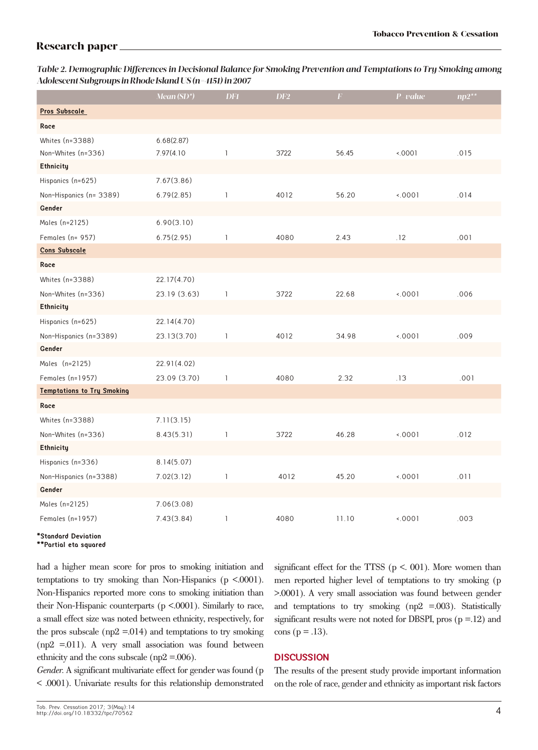Table 2. Demographic Differences in Decisional Balance for Smoking Prevention and Temptations to Try Smoking among Adolescent Subgroups in Rhode Island US (n=4151) in 2007

| | Mean (SD*) | DF1 | DF2 | F | P value | np2** |
|---|---|---|---|---|---|---|
| **Pros Subscale** | | | | | | |
| **Race** | | | | | | |
| Whites (n=3388) | 6.68(2.87) | | | | | |
| Non-Whites (n=336) | 7.97(4.10 | 1 | 3722 | 56.45 | <.0001 | .015 |
| **Ethnicity** | | | | | | |
| Hispanics (n=625) | 7.67(3.86) | | | | | |
| Non-Hispanics (n= 3389) | 6.79(2.85) | 1 | 4012 | 56.20 | <.0001 | .014 |
| **Gender** | | | | | | |
| Males (n=2125) | 6.90(3.10) | | | | | |
| Females (n= 957) | 6.75(2.95) | 1 | 4080 | 2.43 | .12 | .001 |
| **Cons Subscale** | | | | | | |
| **Race** | | | | | | |
| Whites (n=3388) | 22.17(4.70) | | | | | |
| Non-Whites (n=336) | 23.19 (3.63) | 1 | 3722 | 22.68 | <.0001 | .006 |
| **Ethnicity** | | | | | | |
| Hispanics (n=625) | 22.14(4.70) | | | | | |
| Non-Hispanics (n=3389) | 23.13(3.70) | 1 | 4012 | 34.98 | <.0001 | .009 |
| **Gender** | | | | | | |
| Males (n=2125) | 22.91(4.02) | | | | | |
| Females (n=1957) | 23.09 (3.70) | 1 | 4080 | 2.32 | .13 | .001 |
| **Temptations to Try Smoking** | | | | | | |
| **Race** | | | | | | |
| Whites (n=3388) | 7.11(3.15) | | | | | |
| Non-Whites (n=336) | 8.43(5.31) | 1 | 3722 | 46.28 | <.0001 | .012 |
| **Ethnicity** | | | | | | |
| Hispanics (n=336) | 8.14(5.07) | | | | | |
| Non-Hispanics (n=3388) | 7.02(3.12) | 1 | 4012 | 45.20 | <.0001 | .011 |
| **Gender** | | | | | | |
| Males (n=2125) | 7.06(3.08) | | | | | |
| Females (n=1957) | 7.43(3.84) | 1 | 4080 | 11.10 | <.0001 | .003 |

*Standard Deviation
**Partial eta squared

had a higher mean score for pros to smoking initiation and temptations to try smoking than Non-Hispanics ($p < .0001$). Non-Hispanics reported more cons to smoking initiation than their Non-Hispanic counterparts ($p < .0001$). Similarly to race, a small effect size was noted between ethnicity, respectively, for the pros subscale (np2 =.014) and temptations to try smoking (np2 =.011). A very small association was found between ethnicity and the cons subscale (np2 =.006).

*Gender.* A significant multivariate effect for gender was found ($p < .0001$). Univariate results for this relationship demonstrated significant effect for the TTSS ($p < .001$). More women than men reported higher level of temptations to try smoking ($p > .0001$). A very small association was found between gender and temptations to try smoking (np2 =.003). Statistically significant results were not noted for DBSPI, pros ($p = .12$) and cons ($p = .13$).

## DISCUSSION

The results of the present study provide important information on the role of race, gender and ethnicity as important risk factors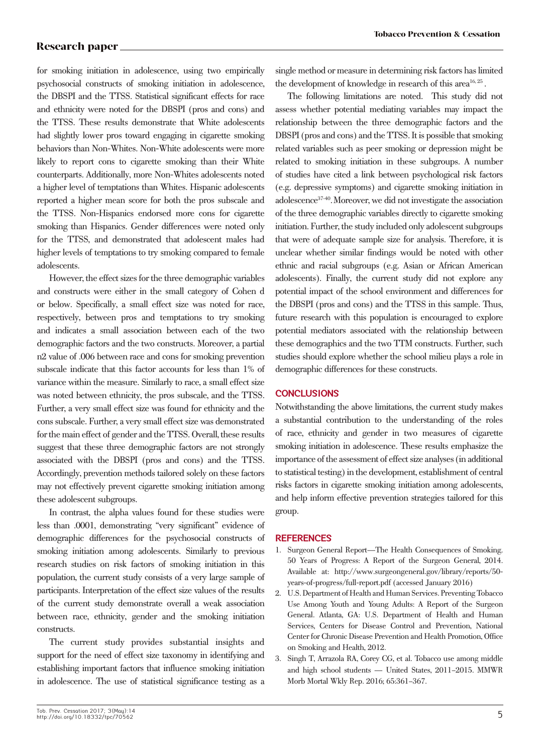for smoking initiation in adolescence, using two empirically psychosocial constructs of smoking initiation in adolescence, the DBSPI and the TTSS. Statistical significant effects for race and ethnicity were noted for the DBSPI (pros and cons) and the TTSS. These results demonstrate that White adolescents had slightly lower pros toward engaging in cigarette smoking behaviors than Non-Whites. Non-White adolescents were more likely to report cons to cigarette smoking than their White counterparts. Additionally, more Non-Whites adolescents noted a higher level of temptations than Whites. Hispanic adolescents reported a higher mean score for both the pros subscale and the TTSS. Non-Hispanics endorsed more cons for cigarette smoking than Hispanics. Gender differences were noted only for the TTSS, and demonstrated that adolescent males had higher levels of temptations to try smoking compared to female adolescents.

However, the effect sizes for the three demographic variables and constructs were either in the small category of Cohen d or below. Specifically, a small effect size was noted for race, respectively, between pros and temptations to try smoking and indicates a small association between each of the two demographic factors and the two constructs. Moreover, a partial n2 value of .006 between race and cons for smoking prevention subscale indicate that this factor accounts for less than 1% of variance within the measure. Similarly to race, a small effect size was noted between ethnicity, the pros subscale, and the TTSS. Further, a very small effect size was found for ethnicity and the cons subscale. Further, a very small effect size was demonstrated for the main effect of gender and the TTSS. Overall, these results suggest that these three demographic factors are not strongly associated with the DBSPI (pros and cons) and the TTSS. Accordingly, prevention methods tailored solely on these factors may not effectively prevent cigarette smoking initiation among these adolescent subgroups.

In contrast, the alpha values found for these studies were less than .0001, demonstrating "very significant" evidence of demographic differences for the psychosocial constructs of smoking initiation among adolescents. Similarly to previous research studies on risk factors of smoking initiation in this population, the current study consists of a very large sample of participants. Interpretation of the effect size values of the results of the current study demonstrate overall a weak association between race, ethnicity, gender and the smoking initiation constructs.

The current study provides substantial insights and support for the need of effect size taxonomy in identifying and establishing important factors that influence smoking initiation in adolescence. The use of statistical significance testing as a single method or measure in determining risk factors has limited the development of knowledge in research of this area[16, 25].

The following limitations are noted. This study did not assess whether potential mediating variables may impact the relationship between the three demographic factors and the DBSPI (pros and cons) and the TTSS. It is possible that smoking related variables such as peer smoking or depression might be related to smoking initiation in these subgroups. A number of studies have cited a link between psychological risk factors (e.g. depressive symptoms) and cigarette smoking initiation in adolescence[37-40]. Moreover, we did not investigate the association of the three demographic variables directly to cigarette smoking initiation. Further, the study included only adolescent subgroups that were of adequate sample size for analysis. Therefore, it is unclear whether similar findings would be noted with other ethnic and racial subgroups (e.g. Asian or African American adolescents). Finally, the current study did not explore any potential impact of the school environment and differences for the DBSPI (pros and cons) and the TTSS in this sample. Thus, future research with this population is encouraged to explore potential mediators associated with the relationship between these demographics and the two TTM constructs. Further, such studies should explore whether the school milieu plays a role in demographic differences for these constructs.

## CONCLUSIONS

Notwithstanding the above limitations, the current study makes a substantial contribution to the understanding of the roles of race, ethnicity and gender in two measures of cigarette smoking initiation in adolescence. These results emphasize the importance of the assessment of effect size analyses (in additional to statistical testing) in the development, establishment of central risks factors in cigarette smoking initiation among adolescents, and help inform effective prevention strategies tailored for this group.

## REFERENCES

1. Surgeon General Report—The Health Consequences of Smoking. 50 Years of Progress: A Report of the Surgeon General, 2014. Available at: http://www.surgeongeneral.gov/library/reports/50-years-of-progress/full-report.pdf (accessed January 2016)
2. U.S. Department of Health and Human Services. Preventing Tobacco Use Among Youth and Young Adults: A Report of the Surgeon General. Atlanta, GA: U.S. Department of Health and Human Services, Centers for Disease Control and Prevention, National Center for Chronic Disease Prevention and Health Promotion, Office on Smoking and Health, 2012.
3. Singh T, Arrazola RA, Corey CG, et al. Tobacco use among middle and high school students — United States, 2011–2015. MMWR Morb Mortal Wkly Rep. 2016; 65:361–367.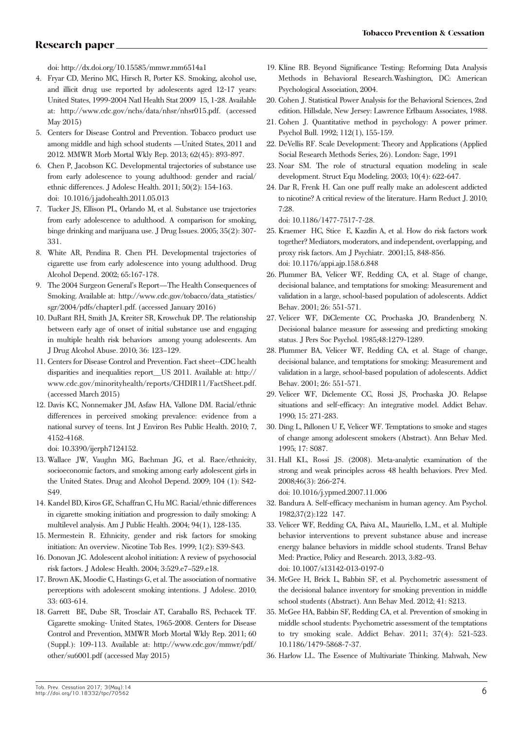doi: http://dx.doi.org/10.15585/mmwr.mm6514a1

4. Fryar CD, Merino MC, Hirsch R, Porter KS. Smoking, alcohol use, and illicit drug use reported by adolescents aged 12-17 years: United States, 1999-2004 Natl Health Stat 2009 15, 1-28. Available at: http://www.cdc.gov/nchs/data/nhsr/nhsr015.pdf. (accessed May 2015)
5. Centers for Disease Control and Prevention. Tobacco product use among middle and high school students —United States, 2011 and 2012. MMWR Morb Mortal Wkly Rep. 2013; 62(45): 893-897.
6. Chen P, Jacobson KC. Developmental trajectories of substance use from early adolescence to young adulthood: gender and racial/ethnic differences. J Adolesc Health. 2011; 50(2): 154-163. doi: 10.1016/j.jadohealth.2011.05.013
7. Tucker JS, Ellison PL, Orlando M, et al. Substance use trajectories from early adolescence to adulthood. A comparison for smoking, binge drinking and marijuana use. J Drug Issues. 2005; 35(2): 307-331.
8. White AR, Pendina R. Chen PH. Developmental trajectories of cigarette use from early adolescence into young adulthood. Drug Alcohol Depend. 2002; 65:167-178.
9. The 2004 Surgeon General's Report—The Health Consequences of Smoking. Available at: http://www.cdc.gov/tobacco/data_statistics/sgr/2004/pdfs/chapter1.pdf. (accessed January 2016)
10. DuRant RH, Smith JA, Kreiter SR, Krowchuk DP. The relationship between early age of onset of initial substance use and engaging in multiple health risk behaviors among young adolescents. Am J Drug Alcohol Abuse. 2010; 36: 123–129.
11. Centers for Disease Control and Prevention. Fact sheet--CDC health disparities and inequalities report__US 2011. Available at: http://www.cdc.gov/minorityhealth/reports/CHDIR11/FactSheet.pdf. (accessed March 2015)
12. Davis KC, Nonnemaker JM, Asfaw HA, Vallone DM. Racial/ethnic differences in perceived smoking prevalence: evidence from a national survey of teens. Int J Environ Res Public Health. 2010; 7, 4152-4168. doi: 10.3390/ijerph7124152.
13. Wallace JW, Vaughn MG, Bachman JG, et al. Race/ethnicity, socioeconomic factors, and smoking among early adolescent girls in the United States. Drug and Alcohol Depend. 2009; 104 (1): S42-S49.
14. Kandel BD, Kiros GE, Schaffran C, Hu MC. Racial/ethnic differences in cigarette smoking initiation and progression to daily smoking: A multilevel analysis. Am J Public Health. 2004; 94(1), 128-135.
15. Mermestein R. Ethnicity, gender and risk factors for smoking initiation: An overview. Nicotine Tob Res. 1999; 1(2): S39-S43.
16. Donovan JC. Adolescent alcohol initiation: A review of psychosocial risk factors. J Adolesc Health. 2004; 3:529.e7–529.e18.
17. Brown AK, Moodie C, Hastings G, et al. The association of normative perceptions with adolescent smoking intentions. J Adolesc. 2010; 33: 603-614.
18. Garrett BE, Dube SR, Trosclair AT, Caraballo RS, Pechacek TF. Cigarette smoking- United States, 1965-2008. Centers for Disease Control and Prevention, MMWR Morb Mortal Wkly Rep. 2011; 60 (Suppl.): 109-113. Available at: http://www.cdc.gov/mmwr/pdf/other/su6001.pdf (accessed May 2015)
19. Kline RB. Beyond Significance Testing: Reforming Data Analysis Methods in Behavioral Research.Washington, DC: American Psychological Association, 2004.
20. Cohen J. Statistical Power Analysis for the Behavioral Sciences, 2nd edition. Hillsdale, New Jersey: Lawrence Erlbaum Associates, 1988.
21. Cohen J. Quantitative method in psychology: A power primer. Psychol Bull. 1992; 112(1), 155-159.
22. DeVellis RF. Scale Development: Theory and Applications (Applied Social Research Methods Series, 26). London: Sage, 1991
23. Noar SM. The role of structural equation modeling in scale development. Struct Equ Modeling. 2003; 10(4): 622-647.
24. Dar R, Frenk H. Can one puff really make an adolescent addicted to nicotine? A critical review of the literature. Harm Reduct J. 2010; 7:28. doi: 10.1186/1477-7517-7-28.
25. Kraemer HC, Stice E, Kazdin A, et al. How do risk factors work together? Mediators, moderators, and independent, overlapping, and proxy risk factors. Am J Psychiatr. 2001;15, 848-856. doi: 10.1176/appi.ajp.158.6.848
26. Plummer BA, Velicer WF, Redding CA, et al. Stage of change, decisional balance, and temptations for smoking: Measurement and validation in a large, school-based population of adolescents. Addict Behav. 2001; 26: 551-571.
27. Velicer WF, DiClemente CC, Prochaska JO, Brandenberg N. Decisional balance measure for assessing and predicting smoking status. J Pers Soc Psychol. 1985;48:1279-1289.
28. Plummer BA, Velicer WF, Redding CA, et al. Stage of change, decisional balance, and temptations for smoking: Measurement and validation in a large, school-based population of adolescents. Addict Behav. 2001; 26: 551-571.
29. Velicer WF, Diclemente CC, Rossi JS, Prochaska JO. Relapse situations and self-efficacy: An integrative model. Addict Behav. 1990; 15: 271-283.
30. Ding L, Pallonen U E, Velicer WF. Temptations to smoke and stages of change among adolescent smokers (Abstract). Ann Behav Med. 1995; 17: S087.
31. Hall KL, Rossi JS. (2008). Meta-analytic examination of the strong and weak principles across 48 health behaviors. Prev Med. 2008;46(3): 266-274. doi: 10.1016/j.ypmed.2007.11.006
32. Bandura A. Self-efficacy mechanism in human agency. Am Psychol. 1982;37(2):122 147.
33. Velicer WF, Redding CA, Paiva AL, Mauriello, L.M., et al. Multiple behavior interventions to prevent substance abuse and increase energy balance behaviors in middle school students. Transl Behav Med: Practice, Policy and Research. 2013, 3:82–93. doi: 10.1007/s13142-013-0197-0
34. McGee H, Brick L, Babbin SF, et al. Psychometric assessment of the decisional balance inventory for smoking prevention in middle school students (Abstract). Ann Behav Med. 2012; 41: S213.
35. McGee HA, Babbin SF, Redding CA, et al. Prevention of smoking in middle school students: Psychometric assessment of the temptations to try smoking scale. Addict Behav. 2011; 37(4): 521-523. 10.1186/1479-5868-7-37.
36. Harlow LL. The Essence of Multivariate Thinking. Mahwah, New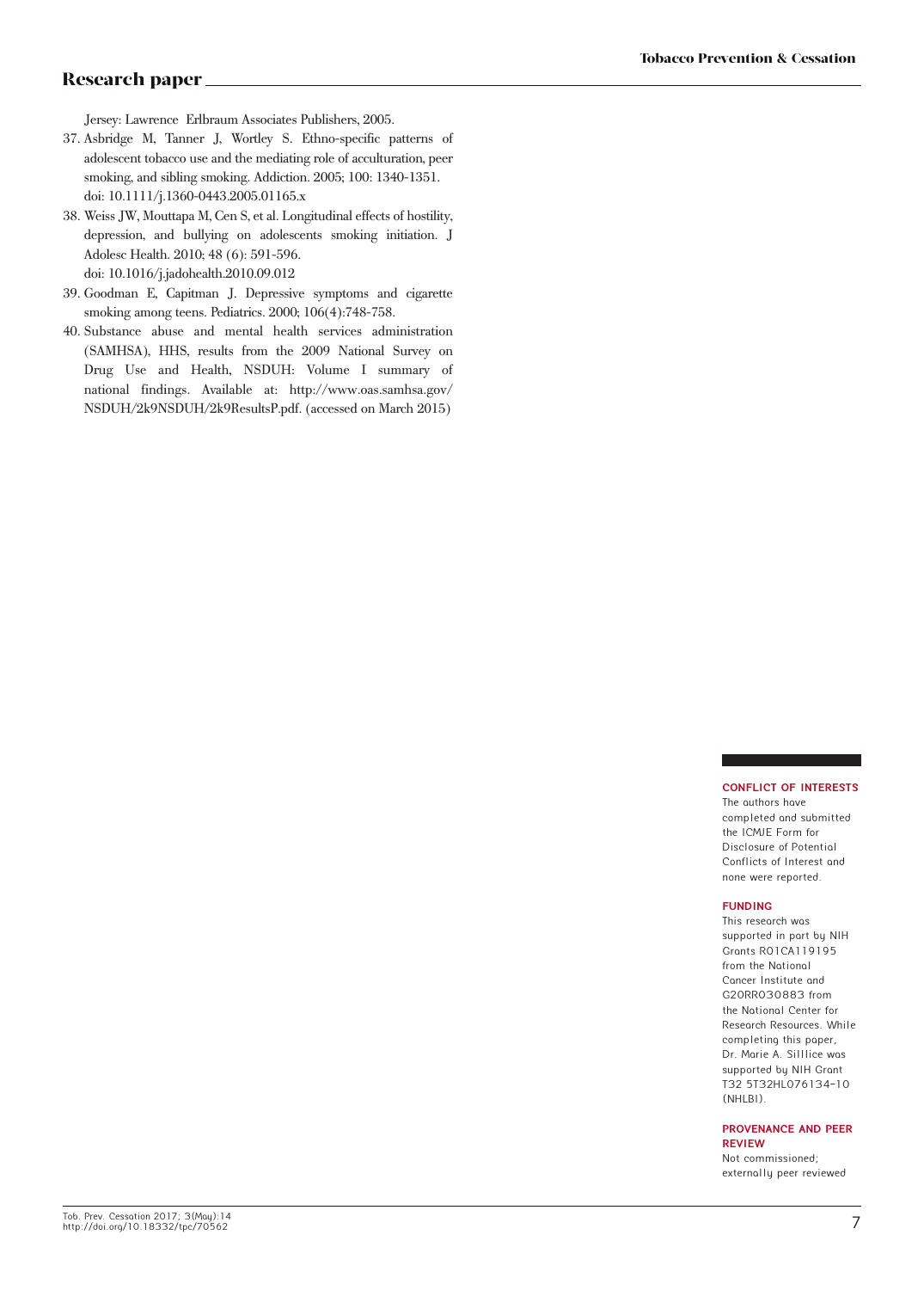Jersey: Lawrence Erlbraum Associates Publishers, 2005.

37. Asbridge M, Tanner J, Wortley S. Ethno-specific patterns of adolescent tobacco use and the mediating role of acculturation, peer smoking, and sibling smoking. Addiction. 2005; 100: 1340-1351. doi: 10.1111/j.1360-0443.2005.01165.x
38. Weiss JW, Mouttapa M, Cen S, et al. Longitudinal effects of hostility, depression, and bullying on adolescents smoking initiation. J Adolesc Health. 2010; 48 (6): 591-596. doi: 10.1016/j.jadohealth.2010.09.012
39. Goodman E, Capitman J. Depressive symptoms and cigarette smoking among teens. Pediatrics. 2000; 106(4):748-758.
40. Substance abuse and mental health services administration (SAMHSA), HHS, results from the 2009 National Survey on Drug Use and Health, NSDUH: Volume I summary of national findings. Available at: http://www.oas.samhsa.gov/NSDUH/2k9NSDUH/2k9ResultsP.pdf. (accessed on March 2015)

**CONFLICT OF INTERESTS**

The authors have completed and submitted the ICMJE Form for Disclosure of Potential Conflicts of Interest and none were reported.

**FUNDING**

This research was supported in part by NIH Grants R01CA119195 from the National Cancer Institute and G20RR030883 from the National Center for Research Resources. While completing this paper, Dr. Marie A. Silllice was supported by NIH Grant T32 5T32HL076134-10 (NHLBI).

**PROVENANCE AND PEER REVIEW**

Not commissioned; externally peer reviewed